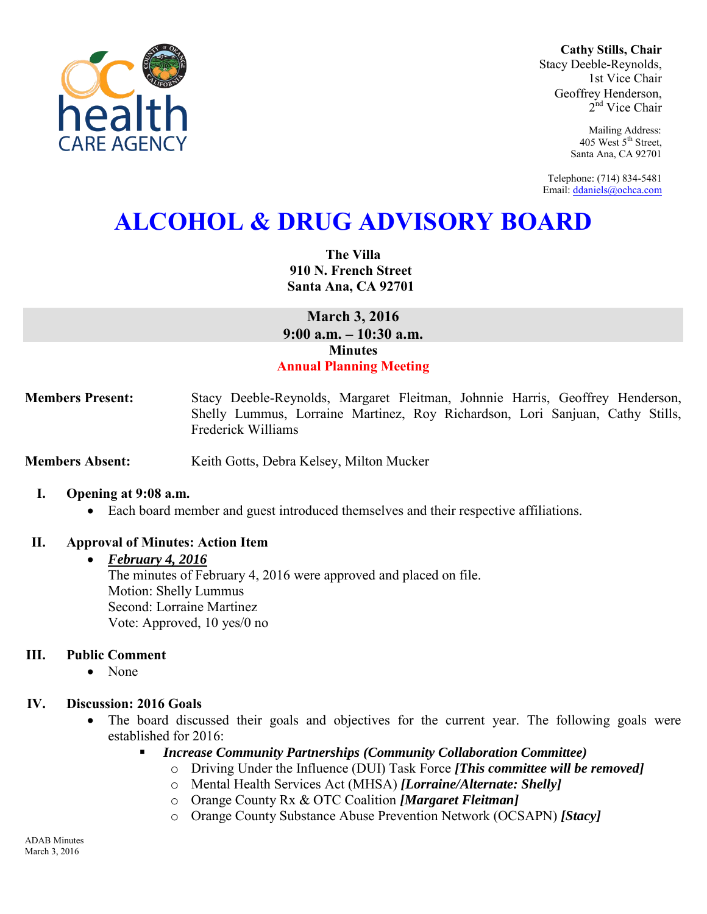Cathy Stills, Chair
Stacy Deeble-Reynolds, 1st Vice Chair
Geoffrey Henderson, 2nd Vice Chair

Mailing Address:
405 West 5th Street,
Santa Ana, CA 92701

Telephone: (714) 834-5481
Email: ddaniels@ochca.com

# ALCOHOL & DRUG ADVISORY BOARD

**The Villa**
**910 N. French Street**
**Santa Ana, CA 92701**

**March 3, 2016**
**9:00 a.m. – 10:30 a.m.**
**Minutes**
**Annual Planning Meeting**

**Members Present:** Stacy Deeble-Reynolds, Margaret Fleitman, Johnnie Harris, Geoffrey Henderson, Shelly Lummus, Lorraine Martinez, Roy Richardson, Lori Sanjuan, Cathy Stills, Frederick Williams

**Members Absent:** Keith Gotts, Debra Kelsey, Milton Mucker

## I. Opening at 9:08 a.m.

- Each board member and guest introduced themselves and their respective affiliations.

## II. Approval of Minutes: Action Item

- ***February 4, 2016***
  The minutes of February 4, 2016 were approved and placed on file.
  Motion: Shelly Lummus
  Second: Lorraine Martinez
  Vote: Approved, 10 yes/0 no

## III. Public Comment

- None

## IV. Discussion: 2016 Goals

- The board discussed their goals and objectives for the current year. The following goals were established for 2016:
  - ***Increase Community Partnerships (Community Collaboration Committee)***
    - Driving Under the Influence (DUI) Task Force ***[This committee will be removed]***
    - Mental Health Services Act (MHSA) ***[Lorraine/Alternate: Shelly]***
    - Orange County Rx & OTC Coalition ***[Margaret Fleitman]***
    - Orange County Substance Abuse Prevention Network (OCSAPN) ***[Stacy]***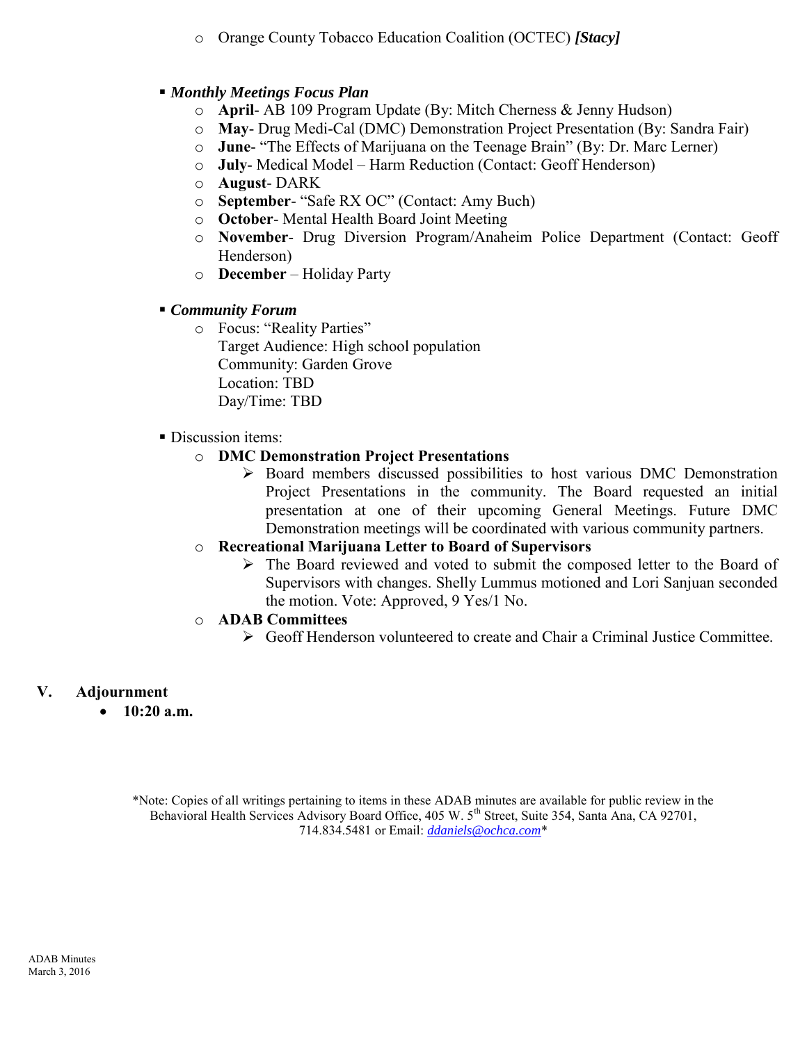- Orange County Tobacco Education Coalition (OCTEC) ***[Stacy]***

- ***Monthly Meetings Focus Plan***
  - **April**- AB 109 Program Update (By: Mitch Cherness & Jenny Hudson)
  - **May**- Drug Medi-Cal (DMC) Demonstration Project Presentation (By: Sandra Fair)
  - **June**- "The Effects of Marijuana on the Teenage Brain" (By: Dr. Marc Lerner)
  - **July**- Medical Model – Harm Reduction (Contact: Geoff Henderson)
  - **August**- DARK
  - **September**- "Safe RX OC" (Contact: Amy Buch)
  - **October**- Mental Health Board Joint Meeting
  - **November**- Drug Diversion Program/Anaheim Police Department (Contact: Geoff Henderson)
  - **December** – Holiday Party

- ***Community Forum***
  - Focus: "Reality Parties"
    Target Audience: High school population
    Community: Garden Grove
    Location: TBD
    Day/Time: TBD

- Discussion items:
  - **DMC Demonstration Project Presentations**
    - Board members discussed possibilities to host various DMC Demonstration Project Presentations in the community. The Board requested an initial presentation at one of their upcoming General Meetings. Future DMC Demonstration meetings will be coordinated with various community partners.
  - **Recreational Marijuana Letter to Board of Supervisors**
    - The Board reviewed and voted to submit the composed letter to the Board of Supervisors with changes. Shelly Lummus motioned and Lori Sanjuan seconded the motion. Vote: Approved, 9 Yes/1 No.
  - **ADAB Committees**
    - Geoff Henderson volunteered to create and Chair a Criminal Justice Committee.

## V. Adjournment

- **10:20 a.m.**

*Note: Copies of all writings pertaining to items in these ADAB minutes are available for public review in the Behavioral Health Services Advisory Board Office, 405 W. 5th Street, Suite 354, Santa Ana, CA 92701, 714.834.5481 or Email: *ddaniels@ochca.com**